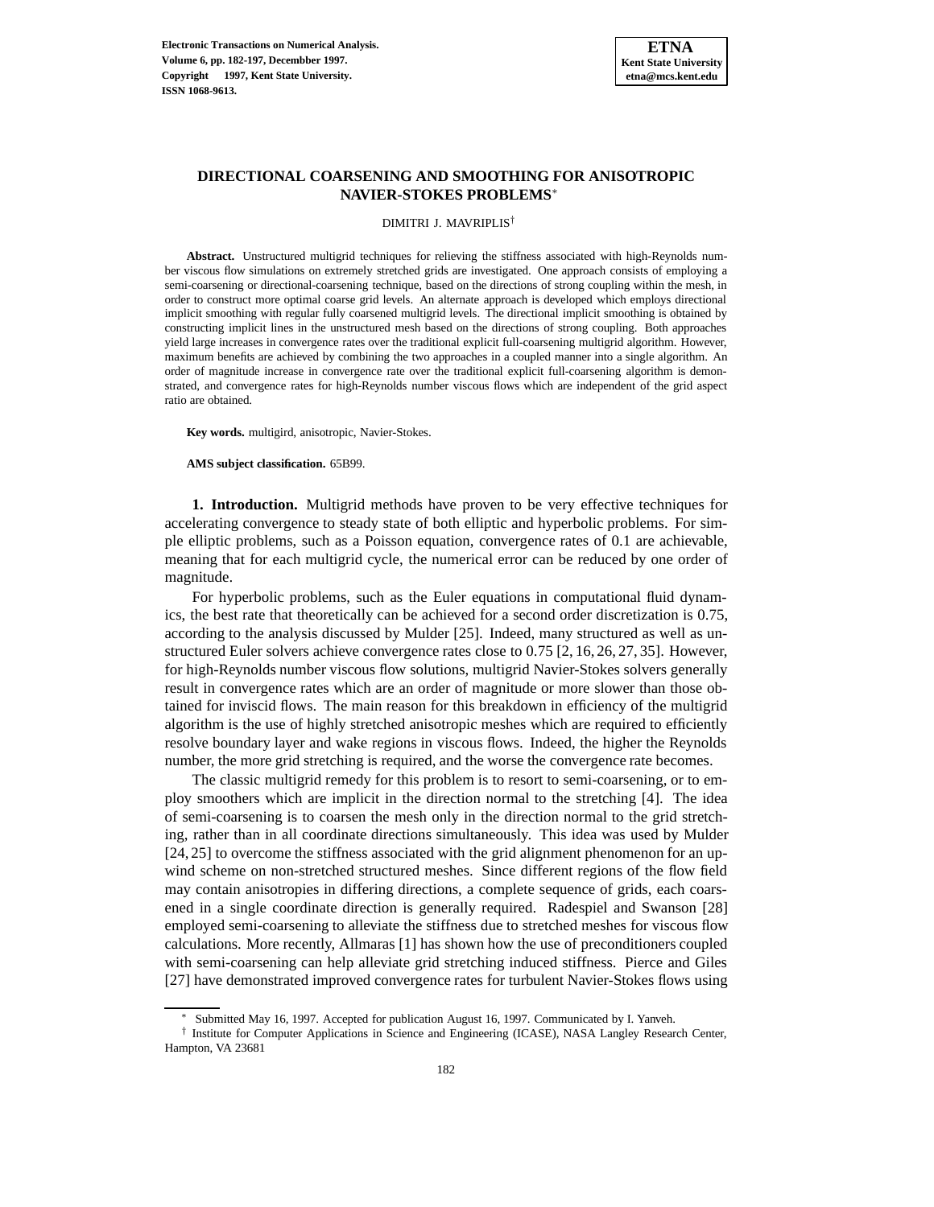# DIRECTIONAL COARSENING AND SMOOTHING FOR ANISOTROPIC NAVIER-STOKES PROBLEMS*

DIMITRI J. MAVRIPLIS†

**Abstract.** Unstructured multigrid techniques for relieving the stiffness associated with high-Reynolds number viscous flow simulations on extremely stretched grids are investigated. One approach consists of employing a semi-coarsening or directional-coarsening technique, based on the directions of strong coupling within the mesh, in order to construct more optimal coarse grid levels. An alternate approach is developed which employs directional implicit smoothing with regular fully coarsened multigrid levels. The directional implicit smoothing is obtained by constructing implicit lines in the unstructured mesh based on the directions of strong coupling. Both approaches yield large increases in convergence rates over the traditional explicit full-coarsening multigrid algorithm. However, maximum benefits are achieved by combining the two approaches in a coupled manner into a single algorithm. An order of magnitude increase in convergence rate over the traditional explicit full-coarsening algorithm is demonstrated, and convergence rates for high-Reynolds number viscous flows which are independent of the grid aspect ratio are obtained.

**Key words.** multigird, anisotropic, Navier-Stokes.

**AMS subject classification.** 65B99.

## 1. Introduction.

Multigrid methods have proven to be very effective techniques for accelerating convergence to steady state of both elliptic and hyperbolic problems. For simple elliptic problems, such as a Poisson equation, convergence rates of 0.1 are achievable, meaning that for each multigrid cycle, the numerical error can be reduced by one order of magnitude.

For hyperbolic problems, such as the Euler equations in computational fluid dynamics, the best rate that theoretically can be achieved for a second order discretization is 0.75, according to the analysis discussed by Mulder [25]. Indeed, many structured as well as unstructured Euler solvers achieve convergence rates close to 0.75 [2, 16, 26, 27, 35]. However, for high-Reynolds number viscous flow solutions, multigrid Navier-Stokes solvers generally result in convergence rates which are an order of magnitude or more slower than those obtained for inviscid flows. The main reason for this breakdown in efficiency of the multigrid algorithm is the use of highly stretched anisotropic meshes which are required to efficiently resolve boundary layer and wake regions in viscous flows. Indeed, the higher the Reynolds number, the more grid stretching is required, and the worse the convergence rate becomes.

The classic multigrid remedy for this problem is to resort to semi-coarsening, or to employ smoothers which are implicit in the direction normal to the stretching [4]. The idea of semi-coarsening is to coarsen the mesh only in the direction normal to the grid stretching, rather than in all coordinate directions simultaneously. This idea was used by Mulder [24, 25] to overcome the stiffness associated with the grid alignment phenomenon for an upwind scheme on non-stretched structured meshes. Since different regions of the flow field may contain anisotropies in differing directions, a complete sequence of grids, each coarsened in a single coordinate direction is generally required. Radespiel and Swanson [28] employed semi-coarsening to alleviate the stiffness due to stretched meshes for viscous flow calculations. More recently, Allmaras [1] has shown how the use of preconditioners coupled with semi-coarsening can help alleviate grid stretching induced stiffness. Pierce and Giles [27] have demonstrated improved convergence rates for turbulent Navier-Stokes flows using

* Submitted May 16, 1997. Accepted for publication August 16, 1997. Communicated by I. Yanveh.

† Institute for Computer Applications in Science and Engineering (ICASE), NASA Langley Research Center, Hampton, VA 23681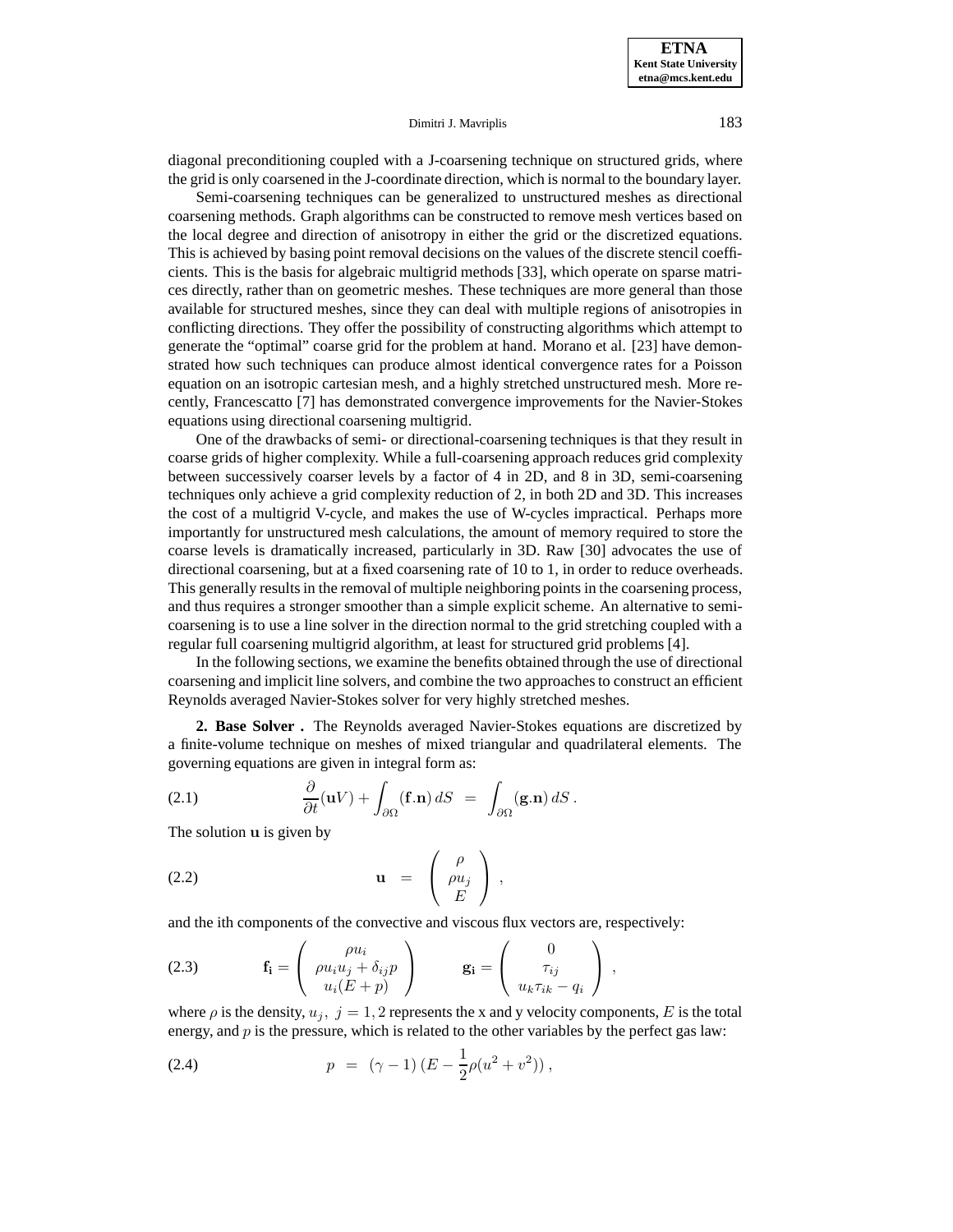diagonal preconditioning coupled with a J-coarsening technique on structured grids, where the grid is only coarsened in the J-coordinate direction, which is normal to the boundary layer.

Semi-coarsening techniques can be generalized to unstructured meshes as directional coarsening methods. Graph algorithms can be constructed to remove mesh vertices based on the local degree and direction of anisotropy in either the grid or the discretized equations. This is achieved by basing point removal decisions on the values of the discrete stencil coefficients. This is the basis for algebraic multigrid methods [33], which operate on sparse matrices directly, rather than on geometric meshes. These techniques are more general than those available for structured meshes, since they can deal with multiple regions of anisotropies in conflicting directions. They offer the possibility of constructing algorithms which attempt to generate the "optimal" coarse grid for the problem at hand. Morano et al. [23] have demonstrated how such techniques can produce almost identical convergence rates for a Poisson equation on an isotropic cartesian mesh, and a highly stretched unstructured mesh. More recently, Francescatto [7] has demonstrated convergence improvements for the Navier-Stokes equations using directional coarsening multigrid.

One of the drawbacks of semi- or directional-coarsening techniques is that they result in coarse grids of higher complexity. While a full-coarsening approach reduces grid complexity between successively coarser levels by a factor of 4 in 2D, and 8 in 3D, semi-coarsening techniques only achieve a grid complexity reduction of 2, in both 2D and 3D. This increases the cost of a multigrid V-cycle, and makes the use of W-cycles impractical. Perhaps more importantly for unstructured mesh calculations, the amount of memory required to store the coarse levels is dramatically increased, particularly in 3D. Raw [30] advocates the use of directional coarsening, but at a fixed coarsening rate of 10 to 1, in order to reduce overheads. This generally results in the removal of multiple neighboring points in the coarsening process, and thus requires a stronger smoother than a simple explicit scheme. An alternative to semi-coarsening is to use a line solver in the direction normal to the grid stretching coupled with a regular full coarsening multigrid algorithm, at least for structured grid problems [4].

In the following sections, we examine the benefits obtained through the use of directional coarsening and implicit line solvers, and combine the two approaches to construct an efficient Reynolds averaged Navier-Stokes solver for very highly stretched meshes.

**2. Base Solver .** The Reynolds averaged Navier-Stokes equations are discretized by a finite-volume technique on meshes of mixed triangular and quadrilateral elements. The governing equations are given in integral form as:

$$\frac{\partial}{\partial t}(\mathbf{u}V) + \int_{\partial\Omega} (\mathbf{f}.\mathbf{n})\, dS \;=\; \int_{\partial\Omega} (\mathbf{g}.\mathbf{n})\, dS \,. \tag{2.1}$$

The solution $\mathbf{u}$ is given by

$$\mathbf{u} \;=\; \left( \begin{array}{c} \rho \\ \rho u_j \\ E \end{array} \right) , \tag{2.2}$$

and the ith components of the convective and viscous flux vectors are, respectively:

$$\mathbf{f_i} = \left( \begin{array}{c} \rho u_i \\ \rho u_i u_j + \delta_{ij} p \\ u_i(E+p) \end{array} \right) \qquad \mathbf{g_i} = \left( \begin{array}{c} 0 \\ \tau_{ij} \\ u_k \tau_{ik} - q_i \end{array} \right) , \tag{2.3}$$

where $\rho$ is the density, $u_j,\ j = 1, 2$ represents the x and y velocity components, $E$ is the total energy, and $p$ is the pressure, which is related to the other variables by the perfect gas law:

$$p \;=\; (\gamma - 1)\,(E - \frac{1}{2}\rho(u^2 + v^2))\,, \tag{2.4}$$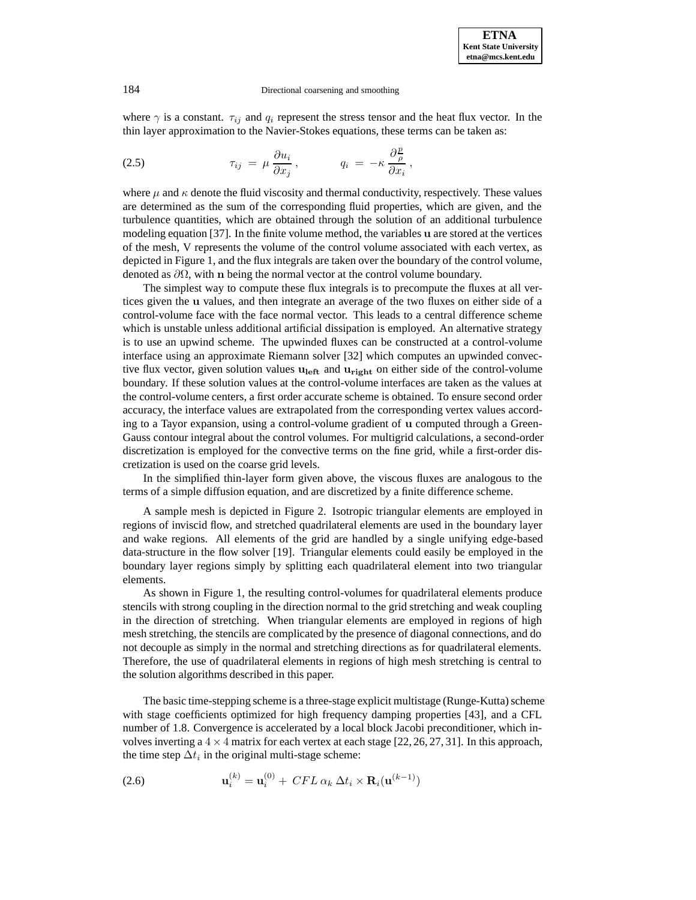where $\gamma$ is a constant. $\tau_{ij}$ and $q_i$ represent the stress tensor and the heat flux vector. In the thin layer approximation to the Navier-Stokes equations, these terms can be taken as:

$$\tau_{ij} = \mu \frac{\partial u_i}{\partial x_j}, \qquad q_i = -\kappa \frac{\partial \frac{p}{\rho}}{\partial x_i}, \tag{2.5}$$

where $\mu$ and $\kappa$ denote the fluid viscosity and thermal conductivity, respectively. These values are determined as the sum of the corresponding fluid properties, which are given, and the turbulence quantities, which are obtained through the solution of an additional turbulence modeling equation [37]. In the finite volume method, the variables $\mathbf{u}$ are stored at the vertices of the mesh, V represents the volume of the control volume associated with each vertex, as depicted in Figure 1, and the flux integrals are taken over the boundary of the control volume, denoted as $\partial\Omega$, with $\mathbf{n}$ being the normal vector at the control volume boundary.

The simplest way to compute these flux integrals is to precompute the fluxes at all vertices given the $\mathbf{u}$ values, and then integrate an average of the two fluxes on either side of a control-volume face with the face normal vector. This leads to a central difference scheme which is unstable unless additional artificial dissipation is employed. An alternative strategy is to use an upwind scheme. The upwinded fluxes can be constructed at a control-volume interface using an approximate Riemann solver [32] which computes an upwinded convective flux vector, given solution values $\mathbf{u_{left}}$ and $\mathbf{u_{right}}$ on either side of the control-volume boundary. If these solution values at the control-volume interfaces are taken as the values at the control-volume centers, a first order accurate scheme is obtained. To ensure second order accuracy, the interface values are extrapolated from the corresponding vertex values according to a Tayor expansion, using a control-volume gradient of $\mathbf{u}$ computed through a Green-Gauss contour integral about the control volumes. For multigrid calculations, a second-order discretization is employed for the convective terms on the fine grid, while a first-order discretization is used on the coarse grid levels.

In the simplified thin-layer form given above, the viscous fluxes are analogous to the terms of a simple diffusion equation, and are discretized by a finite difference scheme.

A sample mesh is depicted in Figure 2. Isotropic triangular elements are employed in regions of inviscid flow, and stretched quadrilateral elements are used in the boundary layer and wake regions. All elements of the grid are handled by a single unifying edge-based data-structure in the flow solver [19]. Triangular elements could easily be employed in the boundary layer regions simply by splitting each quadrilateral element into two triangular elements.

As shown in Figure 1, the resulting control-volumes for quadrilateral elements produce stencils with strong coupling in the direction normal to the grid stretching and weak coupling in the direction of stretching. When triangular elements are employed in regions of high mesh stretching, the stencils are complicated by the presence of diagonal connections, and do not decouple as simply in the normal and stretching directions as for quadrilateral elements. Therefore, the use of quadrilateral elements in regions of high mesh stretching is central to the solution algorithms described in this paper.

The basic time-stepping scheme is a three-stage explicit multistage (Runge-Kutta) scheme with stage coefficients optimized for high frequency damping properties [43], and a CFL number of 1.8. Convergence is accelerated by a local block Jacobi preconditioner, which involves inverting a $4 \times 4$ matrix for each vertex at each stage [22, 26, 27, 31]. In this approach, the time step $\Delta t_i$ in the original multi-stage scheme:

$$\mathbf{u}_i^{(k)} = \mathbf{u}_i^{(0)} + CFL\, \alpha_k\, \Delta t_i \times \mathbf{R}_i(\mathbf{u}^{(k-1)}) \tag{2.6}$$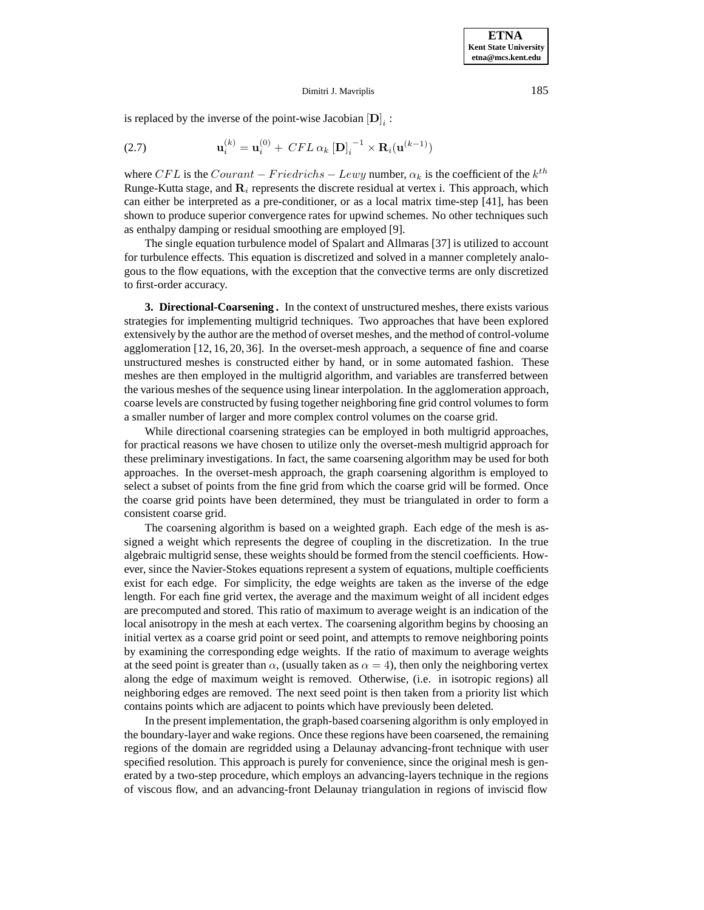is replaced by the inverse of the point-wise Jacobian $[\mathbf{D}]_i$ :

$$\mathbf{u}_i^{(k)} = \mathbf{u}_i^{(0)} + \; CFL \, \alpha_k \, [\mathbf{D}]_i^{-1} \times \mathbf{R}_i(\mathbf{u}^{(k-1)}) \tag{2.7}$$

where $CFL$ is the $Courant - Friedrichs - Lewy$ number, $\alpha_k$ is the coefficient of the $k^{th}$ Runge-Kutta stage, and $\mathbf{R}_i$ represents the discrete residual at vertex i. This approach, which can either be interpreted as a pre-conditioner, or as a local matrix time-step [41], has been shown to produce superior convergence rates for upwind schemes. No other techniques such as enthalpy damping or residual smoothing are employed [9].

The single equation turbulence model of Spalart and Allmaras [37] is utilized to account for turbulence effects. This equation is discretized and solved in a manner completely analogous to the flow equations, with the exception that the convective terms are only discretized to first-order accuracy.

**3. Directional-Coarsening .** In the context of unstructured meshes, there exists various strategies for implementing multigrid techniques. Two approaches that have been explored extensively by the author are the method of overset meshes, and the method of control-volume agglomeration [12, 16, 20, 36]. In the overset-mesh approach, a sequence of fine and coarse unstructured meshes is constructed either by hand, or in some automated fashion. These meshes are then employed in the multigrid algorithm, and variables are transferred between the various meshes of the sequence using linear interpolation. In the agglomeration approach, coarse levels are constructed by fusing together neighboring fine grid control volumes to form a smaller number of larger and more complex control volumes on the coarse grid.

While directional coarsening strategies can be employed in both multigrid approaches, for practical reasons we have chosen to utilize only the overset-mesh multigrid approach for these preliminary investigations. In fact, the same coarsening algorithm may be used for both approaches. In the overset-mesh approach, the graph coarsening algorithm is employed to select a subset of points from the fine grid from which the coarse grid will be formed. Once the coarse grid points have been determined, they must be triangulated in order to form a consistent coarse grid.

The coarsening algorithm is based on a weighted graph. Each edge of the mesh is assigned a weight which represents the degree of coupling in the discretization. In the true algebraic multigrid sense, these weights should be formed from the stencil coefficients. However, since the Navier-Stokes equations represent a system of equations, multiple coefficients exist for each edge. For simplicity, the edge weights are taken as the inverse of the edge length. For each fine grid vertex, the average and the maximum weight of all incident edges are precomputed and stored. This ratio of maximum to average weight is an indication of the local anisotropy in the mesh at each vertex. The coarsening algorithm begins by choosing an initial vertex as a coarse grid point or seed point, and attempts to remove neighboring points by examining the corresponding edge weights. If the ratio of maximum to average weights at the seed point is greater than $\alpha$, (usually taken as $\alpha = 4$), then only the neighboring vertex along the edge of maximum weight is removed. Otherwise, (i.e. in isotropic regions) all neighboring edges are removed. The next seed point is then taken from a priority list which contains points which are adjacent to points which have previously been deleted.

In the present implementation, the graph-based coarsening algorithm is only employed in the boundary-layer and wake regions. Once these regions have been coarsened, the remaining regions of the domain are regridded using a Delaunay advancing-front technique with user specified resolution. This approach is purely for convenience, since the original mesh is generated by a two-step procedure, which employs an advancing-layers technique in the regions of viscous flow, and an advancing-front Delaunay triangulation in regions of inviscid flow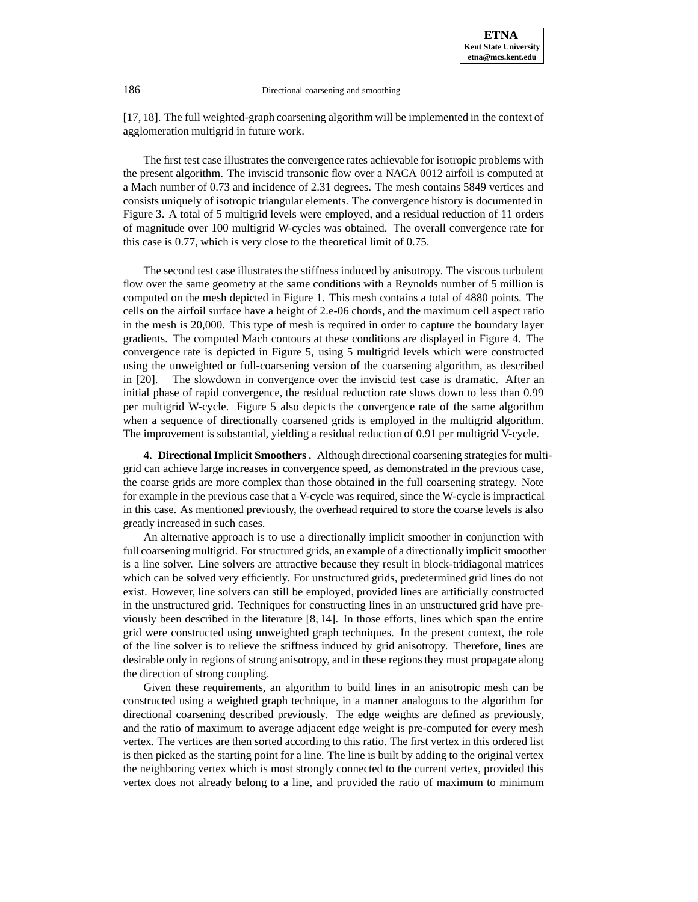[17, 18]. The full weighted-graph coarsening algorithm will be implemented in the context of agglomeration multigrid in future work.

The first test case illustrates the convergence rates achievable for isotropic problems with the present algorithm. The inviscid transonic flow over a NACA 0012 airfoil is computed at a Mach number of 0.73 and incidence of 2.31 degrees. The mesh contains 5849 vertices and consists uniquely of isotropic triangular elements. The convergence history is documented in Figure 3. A total of 5 multigrid levels were employed, and a residual reduction of 11 orders of magnitude over 100 multigrid W-cycles was obtained. The overall convergence rate for this case is 0.77, which is very close to the theoretical limit of 0.75.

The second test case illustrates the stiffness induced by anisotropy. The viscous turbulent flow over the same geometry at the same conditions with a Reynolds number of 5 million is computed on the mesh depicted in Figure 1. This mesh contains a total of 4880 points. The cells on the airfoil surface have a height of 2.e-06 chords, and the maximum cell aspect ratio in the mesh is 20,000. This type of mesh is required in order to capture the boundary layer gradients. The computed Mach contours at these conditions are displayed in Figure 4. The convergence rate is depicted in Figure 5, using 5 multigrid levels which were constructed using the unweighted or full-coarsening version of the coarsening algorithm, as described in [20]. The slowdown in convergence over the inviscid test case is dramatic. After an initial phase of rapid convergence, the residual reduction rate slows down to less than 0.99 per multigrid W-cycle. Figure 5 also depicts the convergence rate of the same algorithm when a sequence of directionally coarsened grids is employed in the multigrid algorithm. The improvement is substantial, yielding a residual reduction of 0.91 per multigrid V-cycle.

**4. Directional Implicit Smoothers .** Although directional coarsening strategies for multigrid can achieve large increases in convergence speed, as demonstrated in the previous case, the coarse grids are more complex than those obtained in the full coarsening strategy. Note for example in the previous case that a V-cycle was required, since the W-cycle is impractical in this case. As mentioned previously, the overhead required to store the coarse levels is also greatly increased in such cases.

An alternative approach is to use a directionally implicit smoother in conjunction with full coarsening multigrid. For structured grids, an example of a directionally implicit smoother is a line solver. Line solvers are attractive because they result in block-tridiagonal matrices which can be solved very efficiently. For unstructured grids, predetermined grid lines do not exist. However, line solvers can still be employed, provided lines are artificially constructed in the unstructured grid. Techniques for constructing lines in an unstructured grid have previously been described in the literature [8, 14]. In those efforts, lines which span the entire grid were constructed using unweighted graph techniques. In the present context, the role of the line solver is to relieve the stiffness induced by grid anisotropy. Therefore, lines are desirable only in regions of strong anisotropy, and in these regions they must propagate along the direction of strong coupling.

Given these requirements, an algorithm to build lines in an anisotropic mesh can be constructed using a weighted graph technique, in a manner analogous to the algorithm for directional coarsening described previously. The edge weights are defined as previously, and the ratio of maximum to average adjacent edge weight is pre-computed for every mesh vertex. The vertices are then sorted according to this ratio. The first vertex in this ordered list is then picked as the starting point for a line. The line is built by adding to the original vertex the neighboring vertex which is most strongly connected to the current vertex, provided this vertex does not already belong to a line, and provided the ratio of maximum to minimum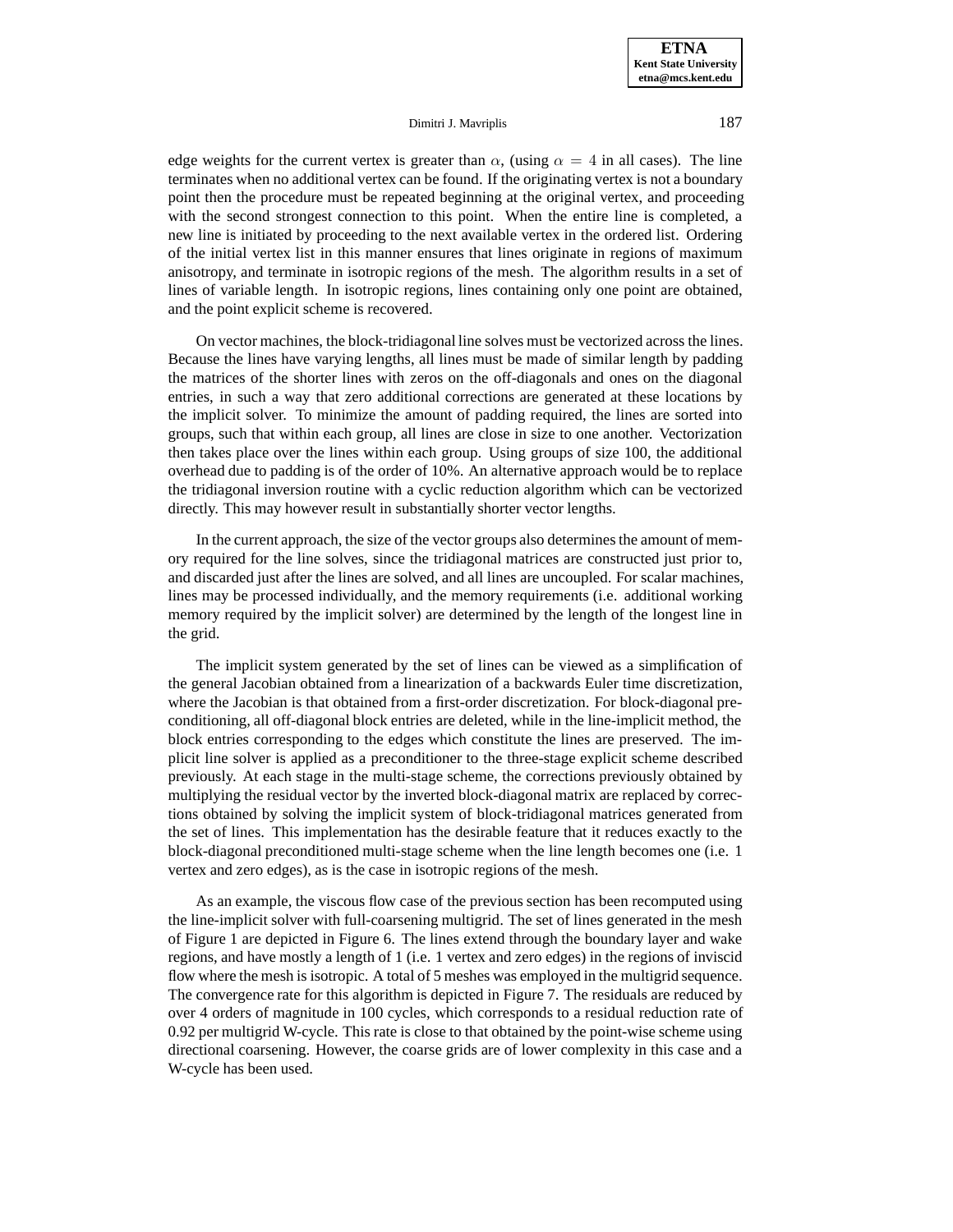edge weights for the current vertex is greater than $\alpha$, (using $\alpha = 4$ in all cases). The line terminates when no additional vertex can be found. If the originating vertex is not a boundary point then the procedure must be repeated beginning at the original vertex, and proceeding with the second strongest connection to this point. When the entire line is completed, a new line is initiated by proceeding to the next available vertex in the ordered list. Ordering of the initial vertex list in this manner ensures that lines originate in regions of maximum anisotropy, and terminate in isotropic regions of the mesh. The algorithm results in a set of lines of variable length. In isotropic regions, lines containing only one point are obtained, and the point explicit scheme is recovered.

On vector machines, the block-tridiagonal line solves must be vectorized across the lines. Because the lines have varying lengths, all lines must be made of similar length by padding the matrices of the shorter lines with zeros on the off-diagonals and ones on the diagonal entries, in such a way that zero additional corrections are generated at these locations by the implicit solver. To minimize the amount of padding required, the lines are sorted into groups, such that within each group, all lines are close in size to one another. Vectorization then takes place over the lines within each group. Using groups of size 100, the additional overhead due to padding is of the order of 10%. An alternative approach would be to replace the tridiagonal inversion routine with a cyclic reduction algorithm which can be vectorized directly. This may however result in substantially shorter vector lengths.

In the current approach, the size of the vector groups also determines the amount of memory required for the line solves, since the tridiagonal matrices are constructed just prior to, and discarded just after the lines are solved, and all lines are uncoupled. For scalar machines, lines may be processed individually, and the memory requirements (i.e. additional working memory required by the implicit solver) are determined by the length of the longest line in the grid.

The implicit system generated by the set of lines can be viewed as a simplification of the general Jacobian obtained from a linearization of a backwards Euler time discretization, where the Jacobian is that obtained from a first-order discretization. For block-diagonal preconditioning, all off-diagonal block entries are deleted, while in the line-implicit method, the block entries corresponding to the edges which constitute the lines are preserved. The implicit line solver is applied as a preconditioner to the three-stage explicit scheme described previously. At each stage in the multi-stage scheme, the corrections previously obtained by multiplying the residual vector by the inverted block-diagonal matrix are replaced by corrections obtained by solving the implicit system of block-tridiagonal matrices generated from the set of lines. This implementation has the desirable feature that it reduces exactly to the block-diagonal preconditioned multi-stage scheme when the line length becomes one (i.e. 1 vertex and zero edges), as is the case in isotropic regions of the mesh.

As an example, the viscous flow case of the previous section has been recomputed using the line-implicit solver with full-coarsening multigrid. The set of lines generated in the mesh of Figure 1 are depicted in Figure 6. The lines extend through the boundary layer and wake regions, and have mostly a length of 1 (i.e. 1 vertex and zero edges) in the regions of inviscid flow where the mesh is isotropic. A total of 5 meshes was employed in the multigrid sequence. The convergence rate for this algorithm is depicted in Figure 7. The residuals are reduced by over 4 orders of magnitude in 100 cycles, which corresponds to a residual reduction rate of 0.92 per multigrid W-cycle. This rate is close to that obtained by the point-wise scheme using directional coarsening. However, the coarse grids are of lower complexity in this case and a W-cycle has been used.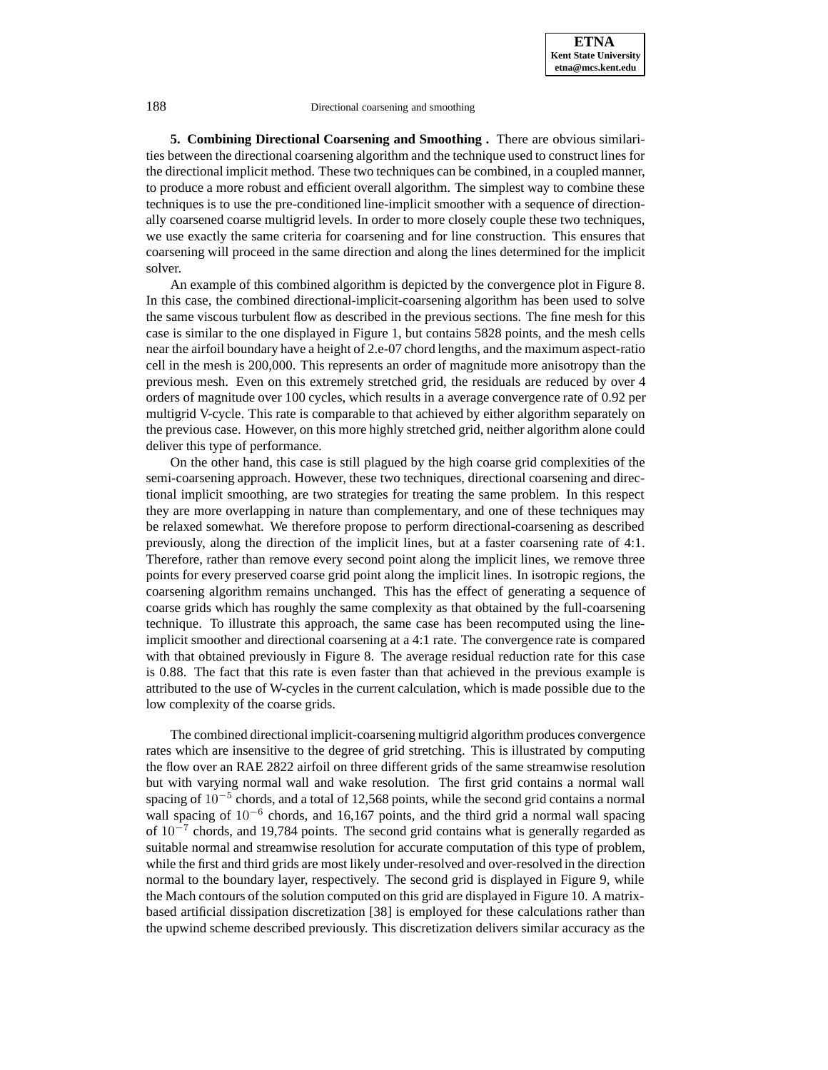## 5. Combining Directional Coarsening and Smoothing .

There are obvious similarities between the directional coarsening algorithm and the technique used to construct lines for the directional implicit method. These two techniques can be combined, in a coupled manner, to produce a more robust and efficient overall algorithm. The simplest way to combine these techniques is to use the pre-conditioned line-implicit smoother with a sequence of directionally coarsened coarse multigrid levels. In order to more closely couple these two techniques, we use exactly the same criteria for coarsening and for line construction. This ensures that coarsening will proceed in the same direction and along the lines determined for the implicit solver.

An example of this combined algorithm is depicted by the convergence plot in Figure 8. In this case, the combined directional-implicit-coarsening algorithm has been used to solve the same viscous turbulent flow as described in the previous sections. The fine mesh for this case is similar to the one displayed in Figure 1, but contains 5828 points, and the mesh cells near the airfoil boundary have a height of 2.e-07 chord lengths, and the maximum aspect-ratio cell in the mesh is 200,000. This represents an order of magnitude more anisotropy than the previous mesh. Even on this extremely stretched grid, the residuals are reduced by over 4 orders of magnitude over 100 cycles, which results in a average convergence rate of 0.92 per multigrid V-cycle. This rate is comparable to that achieved by either algorithm separately on the previous case. However, on this more highly stretched grid, neither algorithm alone could deliver this type of performance.

On the other hand, this case is still plagued by the high coarse grid complexities of the semi-coarsening approach. However, these two techniques, directional coarsening and directional implicit smoothing, are two strategies for treating the same problem. In this respect they are more overlapping in nature than complementary, and one of these techniques may be relaxed somewhat. We therefore propose to perform directional-coarsening as described previously, along the direction of the implicit lines, but at a faster coarsening rate of 4:1. Therefore, rather than remove every second point along the implicit lines, we remove three points for every preserved coarse grid point along the implicit lines. In isotropic regions, the coarsening algorithm remains unchanged. This has the effect of generating a sequence of coarse grids which has roughly the same complexity as that obtained by the full-coarsening technique. To illustrate this approach, the same case has been recomputed using the line-implicit smoother and directional coarsening at a 4:1 rate. The convergence rate is compared with that obtained previously in Figure 8. The average residual reduction rate for this case is 0.88. The fact that this rate is even faster than that achieved in the previous example is attributed to the use of W-cycles in the current calculation, which is made possible due to the low complexity of the coarse grids.

The combined directional implicit-coarsening multigrid algorithm produces convergence rates which are insensitive to the degree of grid stretching. This is illustrated by computing the flow over an RAE 2822 airfoil on three different grids of the same streamwise resolution but with varying normal wall and wake resolution. The first grid contains a normal wall spacing of $10^{-5}$ chords, and a total of 12,568 points, while the second grid contains a normal wall spacing of $10^{-6}$ chords, and 16,167 points, and the third grid a normal wall spacing of $10^{-7}$ chords, and 19,784 points. The second grid contains what is generally regarded as suitable normal and streamwise resolution for accurate computation of this type of problem, while the first and third grids are most likely under-resolved and over-resolved in the direction normal to the boundary layer, respectively. The second grid is displayed in Figure 9, while the Mach contours of the solution computed on this grid are displayed in Figure 10. A matrix-based artificial dissipation discretization [38] is employed for these calculations rather than the upwind scheme described previously. This discretization delivers similar accuracy as the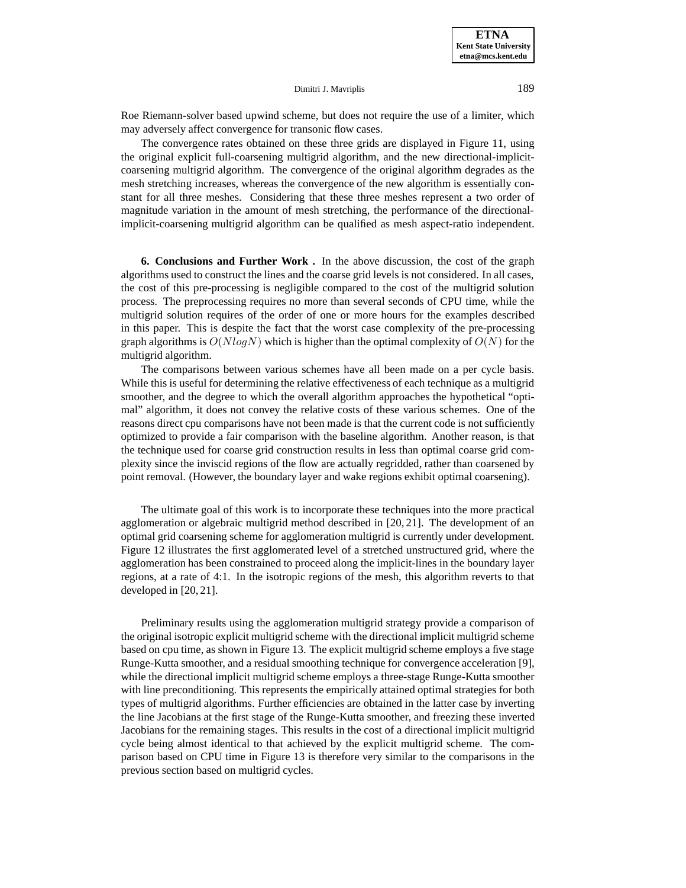Roe Riemann-solver based upwind scheme, but does not require the use of a limiter, which may adversely affect convergence for transonic flow cases.

The convergence rates obtained on these three grids are displayed in Figure 11, using the original explicit full-coarsening multigrid algorithm, and the new directional-implicit-coarsening multigrid algorithm. The convergence of the original algorithm degrades as the mesh stretching increases, whereas the convergence of the new algorithm is essentially constant for all three meshes. Considering that these three meshes represent a two order of magnitude variation in the amount of mesh stretching, the performance of the directional-implicit-coarsening multigrid algorithm can be qualified as mesh aspect-ratio independent.

## 6. Conclusions and Further Work .

In the above discussion, the cost of the graph algorithms used to construct the lines and the coarse grid levels is not considered. In all cases, the cost of this pre-processing is negligible compared to the cost of the multigrid solution process. The preprocessing requires no more than several seconds of CPU time, while the multigrid solution requires of the order of one or more hours for the examples described in this paper. This is despite the fact that the worst case complexity of the pre-processing graph algorithms is $O(NlogN)$ which is higher than the optimal complexity of $O(N)$ for the multigrid algorithm.

The comparisons between various schemes have all been made on a per cycle basis. While this is useful for determining the relative effectiveness of each technique as a multigrid smoother, and the degree to which the overall algorithm approaches the hypothetical "optimal" algorithm, it does not convey the relative costs of these various schemes. One of the reasons direct cpu comparisons have not been made is that the current code is not sufficiently optimized to provide a fair comparison with the baseline algorithm. Another reason, is that the technique used for coarse grid construction results in less than optimal coarse grid complexity since the inviscid regions of the flow are actually regridded, rather than coarsened by point removal. (However, the boundary layer and wake regions exhibit optimal coarsening).

The ultimate goal of this work is to incorporate these techniques into the more practical agglomeration or algebraic multigrid method described in [20, 21]. The development of an optimal grid coarsening scheme for agglomeration multigrid is currently under development. Figure 12 illustrates the first agglomerated level of a stretched unstructured grid, where the agglomeration has been constrained to proceed along the implicit-lines in the boundary layer regions, at a rate of 4:1. In the isotropic regions of the mesh, this algorithm reverts to that developed in [20, 21].

Preliminary results using the agglomeration multigrid strategy provide a comparison of the original isotropic explicit multigrid scheme with the directional implicit multigrid scheme based on cpu time, as shown in Figure 13. The explicit multigrid scheme employs a five stage Runge-Kutta smoother, and a residual smoothing technique for convergence acceleration [9], while the directional implicit multigrid scheme employs a three-stage Runge-Kutta smoother with line preconditioning. This represents the empirically attained optimal strategies for both types of multigrid algorithms. Further efficiencies are obtained in the latter case by inverting the line Jacobians at the first stage of the Runge-Kutta smoother, and freezing these inverted Jacobians for the remaining stages. This results in the cost of a directional implicit multigrid cycle being almost identical to that achieved by the explicit multigrid scheme. The comparison based on CPU time in Figure 13 is therefore very similar to the comparisons in the previous section based on multigrid cycles.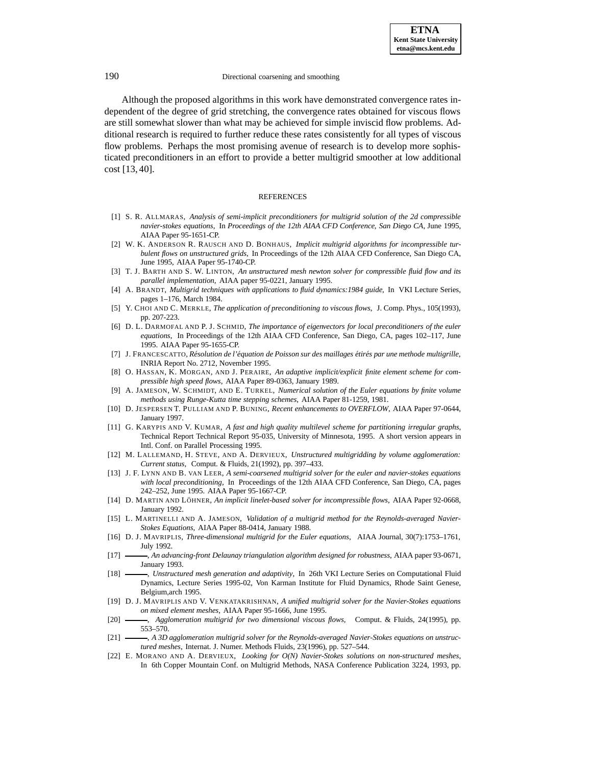Although the proposed algorithms in this work have demonstrated convergence rates independent of the degree of grid stretching, the convergence rates obtained for viscous flows are still somewhat slower than what may be achieved for simple inviscid flow problems. Additional research is required to further reduce these rates consistently for all types of viscous flow problems. Perhaps the most promising avenue of research is to develop more sophisticated preconditioners in an effort to provide a better multigrid smoother at low additional cost [13, 40].

## REFERENCES

[1] S. R. ALLMARAS, *Analysis of semi-implicit preconditioners for multigrid solution of the 2d compressible navier-stokes equations*, In *Proceedings of the 12th AIAA CFD Conference, San Diego CA*, June 1995, AIAA Paper 95-1651-CP.

[2] W. K. ANDERSON R. RAUSCH AND D. BONHAUS, *Implicit multigrid algorithms for incompressible turbulent flows on unstructured grids*, In Proceedings of the 12th AIAA CFD Conference, San Diego CA, June 1995, AIAA Paper 95-1740-CP.

[3] T. J. BARTH AND S. W. LINTON, *An unstructured mesh newton solver for compressible fluid flow and its parallel implementation*, AIAA paper 95-0221, January 1995.

[4] A. BRANDT, *Multigrid techniques with applications to fluid dynamics:1984 guide*, In VKI Lecture Series, pages 1–176, March 1984.

[5] Y. CHOI AND C. MERKLE, *The application of preconditioning to viscous flows*, J. Comp. Phys., 105(1993), pp. 207-223.

[6] D. L. DARMOFAL AND P. J. SCHMID, *The importance of eigenvectors for local preconditioners of the euler equations*, In Proceedings of the 12th AIAA CFD Conference, San Diego, CA, pages 102–117, June 1995. AIAA Paper 95-1655-CP.

[7] J. FRANCESCATTO, *Résolution de l'équation de Poisson sur des maillages étirés par une methode multigrille*, INRIA Report No. 2712, November 1995.

[8] O. HASSAN, K. MORGAN, AND J. PERAIRE, *An adaptive implicit/explicit finite element scheme for compressible high speed flows*, AIAA Paper 89-0363, January 1989.

[9] A. JAMESON, W. SCHMIDT, AND E. TURKEL, *Numerical solution of the Euler equations by finite volume methods using Runge-Kutta time stepping schemes*, AIAA Paper 81-1259, 1981.

[10] D. JESPERSEN T. PULLIAM AND P. BUNING, *Recent enhancements to OVERFLOW*, AIAA Paper 97-0644, January 1997.

[11] G. KARYPIS AND V. KUMAR, *A fast and high quality multilevel scheme for partitioning irregular graphs*, Technical Report Technical Report 95-035, University of Minnesota, 1995. A short version appears in Intl. Conf. on Parallel Processing 1995.

[12] M. LALLEMAND, H. STEVE, AND A. DERVIEUX, *Unstructured multigridding by volume agglomeration: Current status*, Comput. & Fluids, 21(1992), pp. 397–433.

[13] J. F. LYNN AND B. VAN LEER, *A semi-coarsened multigrid solver for the euler and navier-stokes equations with local preconditioning*, In Proceedings of the 12th AIAA CFD Conference, San Diego, CA, pages 242–252, June 1995. AIAA Paper 95-1667-CP.

[14] D. MARTIN AND LÖHNER, *An implicit linelet-based solver for incompressible flows*, AIAA Paper 92-0668, January 1992.

[15] L. MARTINELLI AND A. JAMESON, *Validation of a multigrid method for the Reynolds-averaged Navier-Stokes Equations*, AIAA Paper 88-0414, January 1988.

[16] D. J. MAVRIPLIS, *Three-dimensional multigrid for the Euler equations*, AIAA Journal, 30(7):1753–1761, July 1992.

[17] ———, *An advancing-front Delaunay triangulation algorithm designed for robustness*, AIAA paper 93-0671, January 1993.

[18] ———, *Unstructured mesh generation and adaptivity*, In 26th VKI Lecture Series on Computational Fluid Dynamics, Lecture Series 1995-02, Von Karman Institute for Fluid Dynamics, Rhode Saint Genese, Belgium,arch 1995.

[19] D. J. MAVRIPLIS AND V. VENKATAKRISHNAN, *A unified multigrid solver for the Navier-Stokes equations on mixed element meshes*, AIAA Paper 95-1666, June 1995.

[20] ———, *Agglomeration multigrid for two dimensional viscous flows*, Comput. & Fluids, 24(1995), pp. 553–570.

[21] ———, *A 3D agglomeration multigrid solver for the Reynolds-averaged Navier-Stokes equations on unstructured meshes*, Internat. J. Numer. Methods Fluids, 23(1996), pp. 527–544.

[22] E. MORANO AND A. DERVIEUX, *Looking for O(N) Navier-Stokes solutions on non-structured meshes*, In 6th Copper Mountain Conf. on Multigrid Methods, NASA Conference Publication 3224, 1993, pp.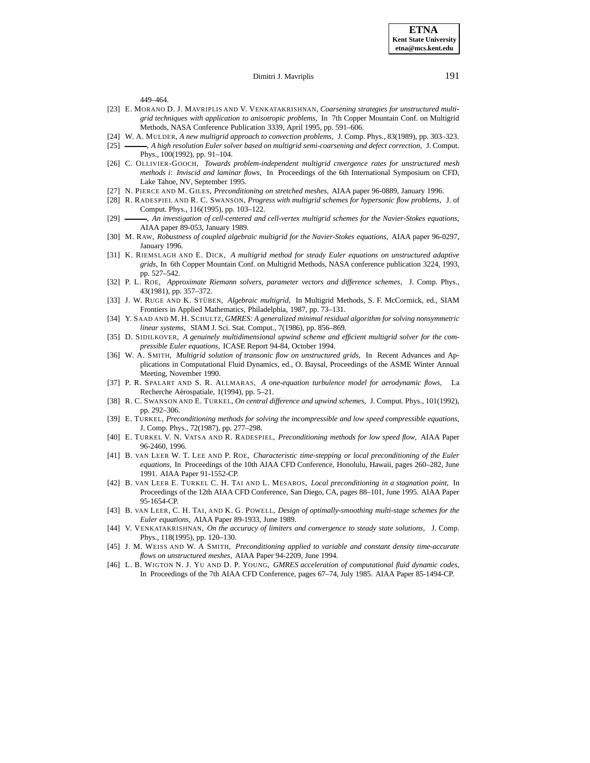449–464.

[23] E. Morano D. J. Mavriplis and V. Venkatakrishnan, *Coarsening strategies for unstructured multigrid techniques with application to anisotropic problems*, In 7th Copper Mountain Conf. on Multigrid Methods, NASA Conference Publication 3339, April 1995, pp. 591–606.

[24] W. A. Mulder, *A new multigrid approach to convection problems*, J. Comp. Phys., 83(1989), pp. 303–323.

[25] ———, *A high resolution Euler solver based on multigrid semi-coarsening and defect correction*, J. Comput. Phys., 100(1992), pp. 91–104.

[26] C. Ollivier-Gooch, *Towards problem-independent multigrid cnvergence rates for unstructured mesh methods i: Inviscid and laminar flows*, In Proceedings of the 6th International Symposium on CFD, Lake Tahoe, NV, September 1995.

[27] N. Pierce and M. Giles, *Preconditioning on stretched meshes*, AIAA paper 96-0889, January 1996.

[28] R. Radespiel and R. C. Swanson, *Progress with multigrid schemes for hypersonic flow problems*, J. of Comput. Phys., 116(1995), pp. 103–122.

[29] ———, *An investigation of cell-centered and cell-vertex multigrid schemes for the Navier-Stokes equations*, AIAA paper 89-053, January 1989.

[30] M. Raw, *Robustness of coupled algebraic multigrid for the Navier-Stokes equations*, AIAA paper 96-0297, January 1996.

[31] K. Riemslagh and E. Dick, *A multigrid method for steady Euler equations on unstructured adaptive grids*, In 6th Copper Mountain Conf. on Multigrid Methods, NASA conference publication 3224, 1993, pp. 527–542.

[32] P. L. Roe, *Approximate Riemann solvers, parameter vectors and difference schemes*, J. Comp. Phys., 43(1981), pp. 357–372.

[33] J. W. Ruge and K. Stüben, *Algebraic multigrid*, In Multigrid Methods, S. F. McCormick, ed., SIAM Frontiers in Applied Mathematics, Philadelphia, 1987, pp. 73–131.

[34] Y. Saad and M. H. Schultz, *GMRES: A generalized minimal residual algorithm for solving nonsymmetric linear systems*, SIAM J. Sci. Stat. Comput., 7(1986), pp. 856–869.

[35] D. Sidilkover, *A genuinely multidimensional upwind scheme and efficient multigrid solver for the compressible Euler equations*, ICASE Report 94-84, October 1994.

[36] W. A. Smith, *Multigrid solution of transonic flow on unstructured grids*, In Recent Advances and Applications in Computational Fluid Dynamics, ed., O. Baysal, Proceedings of the ASME Winter Annual Meeting, November 1990.

[37] P. R. Spalart and S. R. Allmaras, *A one-equation turbulence model for aerodynamic flows*, La Recherche Aérospatiale, 1(1994), pp. 5–21.

[38] R. C. Swanson and E. Turkel, *On central difference and upwind schemes*, J. Comput. Phys., 101(1992), pp. 292–306.

[39] E. Turkel, *Preconditioning methods for solving the incompressible and low speed compressible equations*, J. Comp. Phys., 72(1987), pp. 277–298.

[40] E. Turkel V. N. Vatsa and R. Radespiel, *Preconditioning methods for low speed flow*, AIAA Paper 96-2460, 1996.

[41] B. van Leer W. T. Lee and P. Roe, *Characteristic time-stepping or local preconditioning of the Euler equations*, In Proceedings of the 10th AIAA CFD Conference, Honolulu, Hawaii, pages 260–282, June 1991. AIAA Paper 91-1552-CP.

[42] B. van Leer E. Turkel C. H. Tai and L. Mesaros, *Local preconditioning in a stagnation point*, In Proceedings of the 12th AIAA CFD Conference, San Diego, CA, pages 88–101, June 1995. AIAA Paper 95-1654-CP.

[43] B. van Leer, C. H. Tai, and K. G. Powell, *Design of optimally-smoothing multi-stage schemes for the Euler equations*, AIAA Paper 89-1933, June 1989.

[44] V. Venkatakrishnan, *On the accuracy of limiters and convergence to steady state solutions*, J. Comp. Phys., 118(1995), pp. 120–130.

[45] J. M. Weiss and W. A Smith, *Preconditioning applied to variable and constant density time-accurate flows on unstructured meshes*, AIAA Paper 94-2209, June 1994.

[46] L. B. Wigton N. J. Yu and D. P. Young, *GMRES acceleration of computational fluid dynamic codes*, In Proceedings of the 7th AIAA CFD Conference, pages 67–74, July 1985. AIAA Paper 85-1494-CP.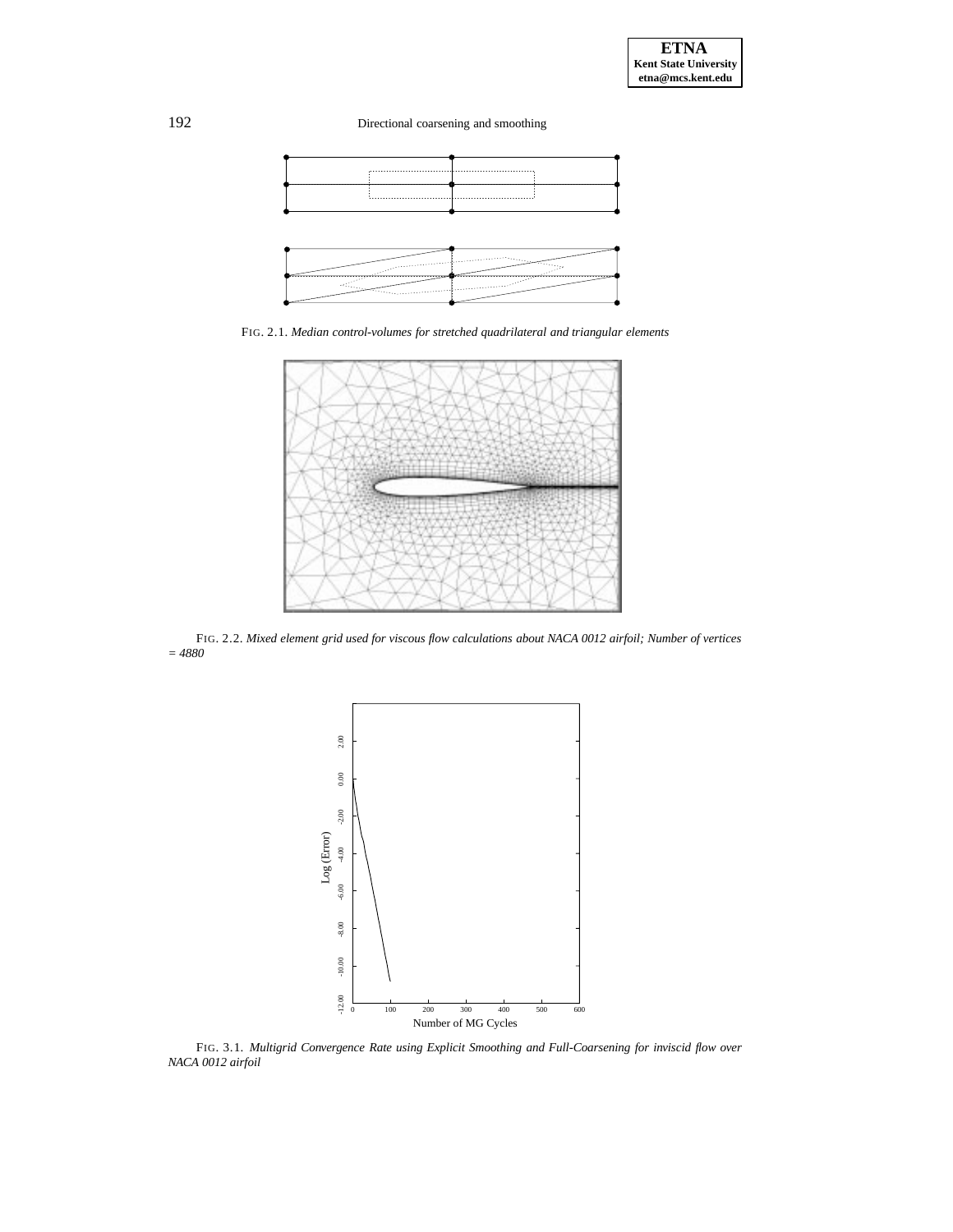FIG. 2.1. *Median control-volumes for stretched quadrilateral and triangular elements*

FIG. 2.2. *Mixed element grid used for viscous flow calculations about NACA 0012 airfoil; Number of vertices = 4880*

FIG. 3.1. *Multigrid Convergence Rate using Explicit Smoothing and Full-Coarsening for inviscid flow over NACA 0012 airfoil*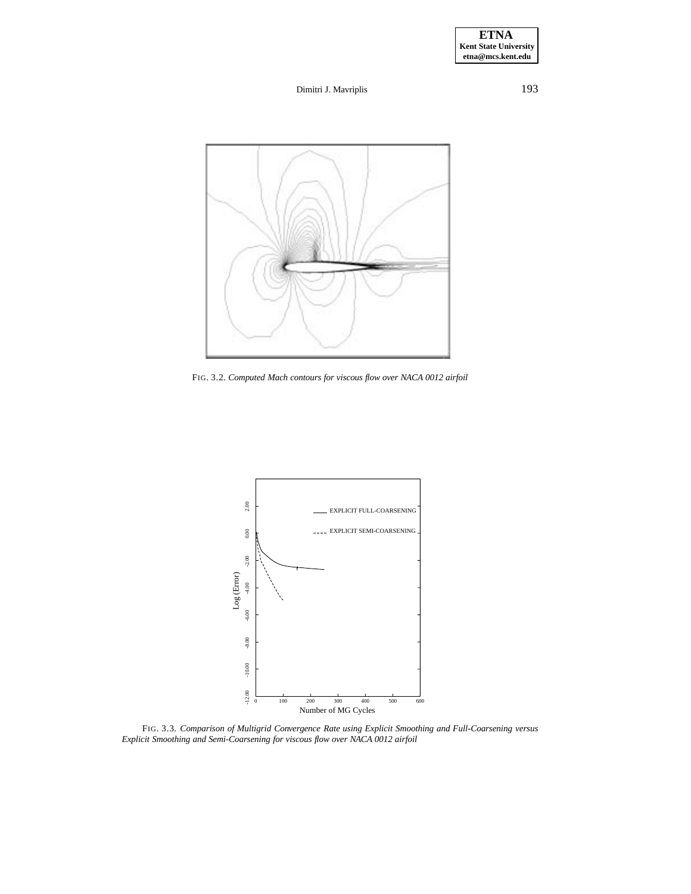FIG. 3.2. *Computed Mach contours for viscous flow over NACA 0012 airfoil*

FIG. 3.3. *Comparison of Multigrid Convergence Rate using Explicit Smoothing and Full-Coarsening versus Explicit Smoothing and Semi-Coarsening for viscous flow over NACA 0012 airfoil*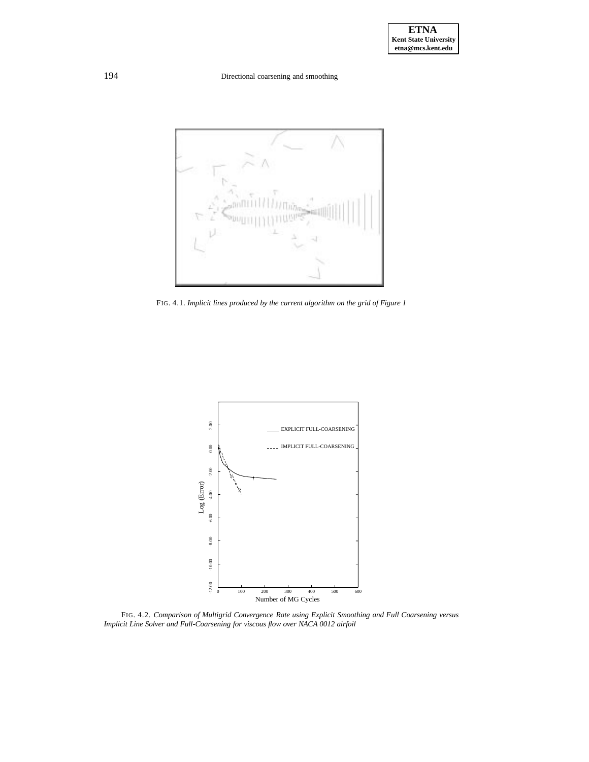FIG. 4.1. *Implicit lines produced by the current algorithm on the grid of Figure 1*

FIG. 4.2. *Comparison of Multigrid Convergence Rate using Explicit Smoothing and Full Coarsening versus Implicit Line Solver and Full-Coarsening for viscous flow over NACA 0012 airfoil*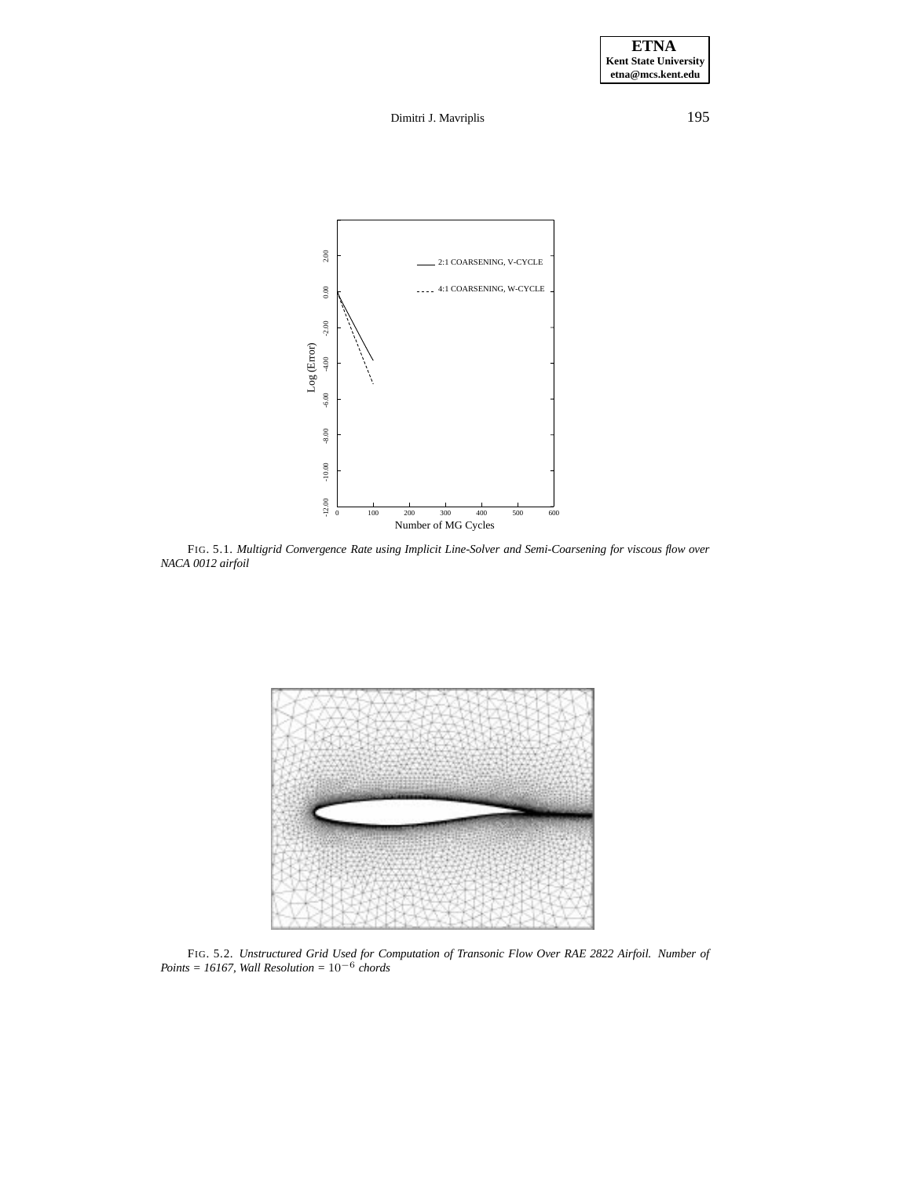FIG. 5.1. *Multigrid Convergence Rate using Implicit Line-Solver and Semi-Coarsening for viscous flow over NACA 0012 airfoil*

FIG. 5.2. *Unstructured Grid Used for Computation of Transonic Flow Over RAE 2822 Airfoil. Number of Points = 16167, Wall Resolution =* $10^{-6}$ *chords*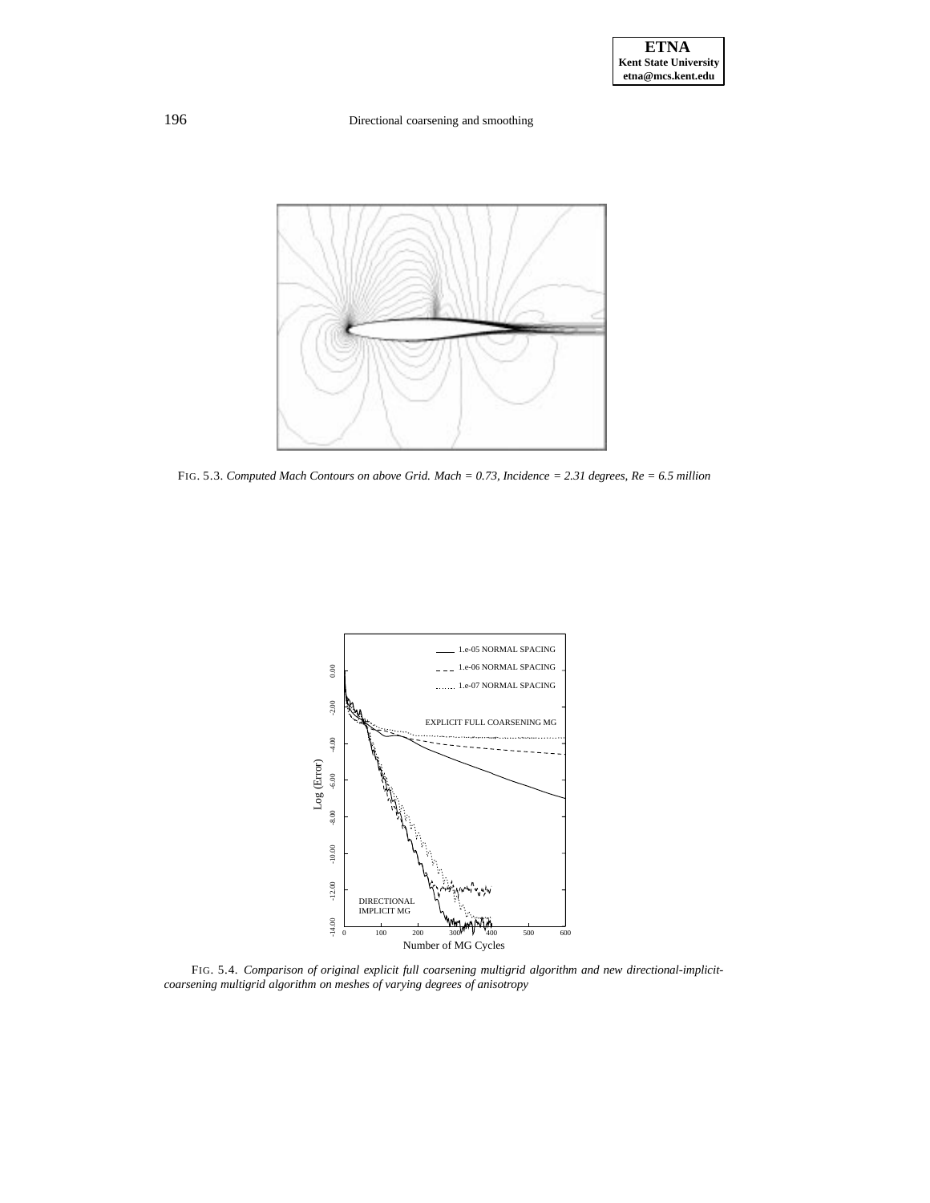FIG. 5.3. *Computed Mach Contours on above Grid. Mach = 0.73, Incidence = 2.31 degrees, Re = 6.5 million*

FIG. 5.4. *Comparison of original explicit full coarsening multigrid algorithm and new directional-implicit-coarsening multigrid algorithm on meshes of varying degrees of anisotropy*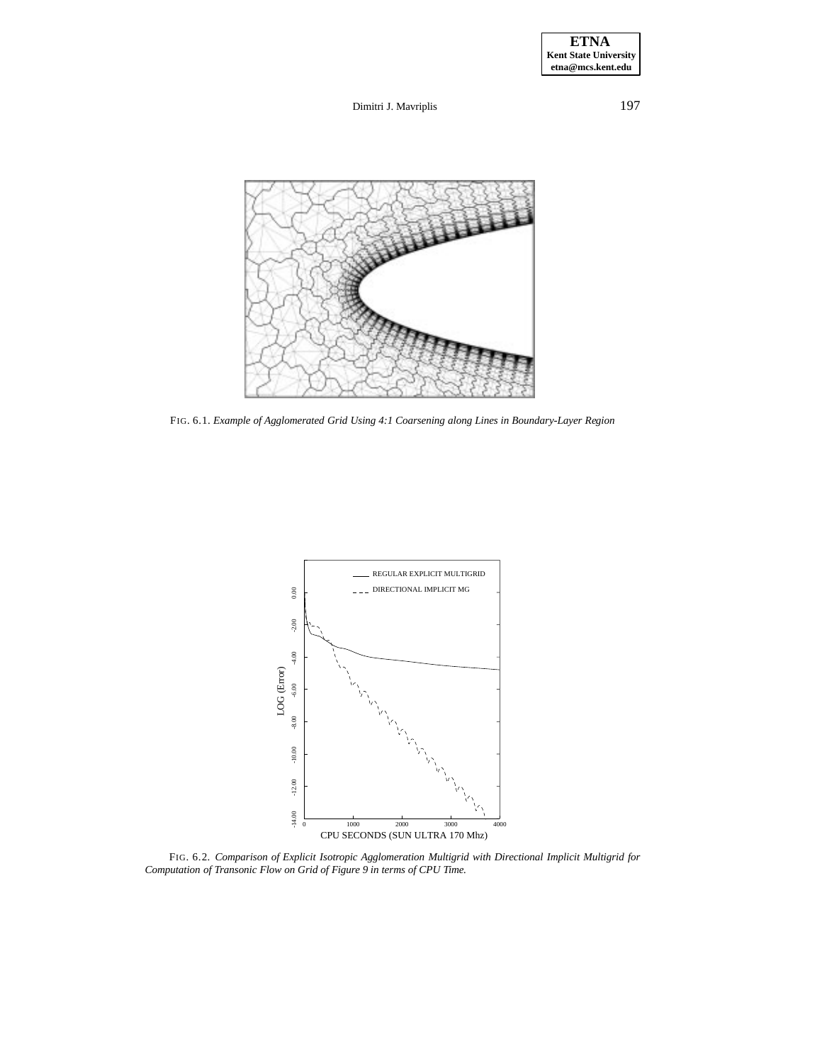FIG. 6.1. *Example of Agglomerated Grid Using 4:1 Coarsening along Lines in Boundary-Layer Region*

REGULAR EXPLICIT MULTIGRID

DIRECTIONAL IMPLICIT MG

LOG (Error)

0.00

-2.00

-4.00

-6.00

-8.00

-10.00

-12.00

-14.00

0

1000

2000

3000

4000

CPU SECONDS (SUN ULTRA 170 Mhz)

FIG. 6.2. *Comparison of Explicit Isotropic Agglomeration Multigrid with Directional Implicit Multigrid for Computation of Transonic Flow on Grid of Figure 9 in terms of CPU Time.*